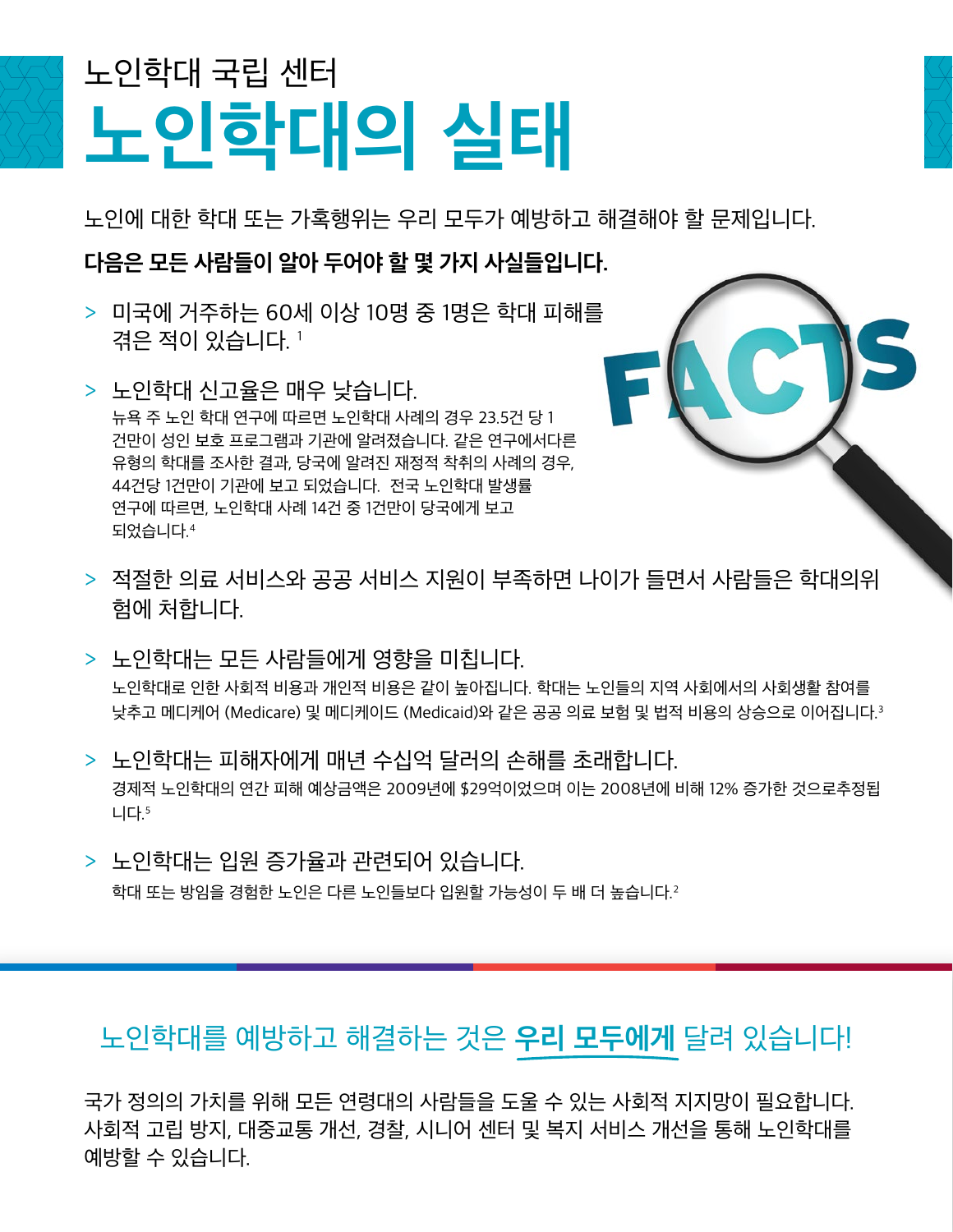노인학대 국립 센터

# 노인학대의 실태

노인에 대한 학대 또는 가혹행위는 우리 모두가 예방하고 해결해야 할 문제입니다.

**다음은 모든 사람들이 알아 두어야 할 몇 가지 사실들입니다.**

- 미국에 거주하는 60세 이상 10명 중 1명은 학대 피해를 겪은 적이 있습니다. [1]

- 노인학대 신고율은 매우 낮습니다.
  뉴욕 주 노인 학대 연구에 따르면 노인학대 사례의 경우 23.5건 당 1건만이 성인 보호 프로그램과 기관에 알려졌습니다. 같은 연구에서다른 유형의 학대를 조사한 결과, 당국에 알려진 재정적 착취의 사례의 경우, 44건당 1건만이 기관에 보고 되었습니다. 전국 노인학대 발생률 연구에 따르면, 노인학대 사례 14건 중 1건만이 당국에게 보고 되었습니다.[4]

- 적절한 의료 서비스와 공공 서비스 지원이 부족하면 나이가 들면서 사람들은 학대의위험에 처합니다.

- 노인학대는 모든 사람들에게 영향을 미칩니다.
  노인학대로 인한 사회적 비용과 개인적 비용은 같이 높아집니다. 학대는 노인들의 지역 사회에서의 사회생활 참여를 낮추고 메디케어 (Medicare) 및 메디케이드 (Medicaid)와 같은 공공 의료 보험 및 법적 비용의 상승으로 이어집니다.[3]

- 노인학대는 피해자에게 매년 수십억 달러의 손해를 초래합니다.
  경제적 노인학대의 연간 피해 예상금액은 2009년에 $29억이었으며 이는 2008년에 비해 12% 증가한 것으로추정됩니다.[5]

- 노인학대는 입원 증가율과 관련되어 있습니다.
  학대 또는 방임을 경험한 노인은 다른 노인들보다 입원할 가능성이 두 배 더 높습니다.[2]

## 노인학대를 예방하고 해결하는 것은 **우리 모두에게** 달려 있습니다!

국가 정의의 가치를 위해 모든 연령대의 사람들을 도울 수 있는 사회적 지지망이 필요합니다. 사회적 고립 방지, 대중교통 개선, 경찰, 시니어 센터 및 복지 서비스 개선을 통해 노인학대를 예방할 수 있습니다.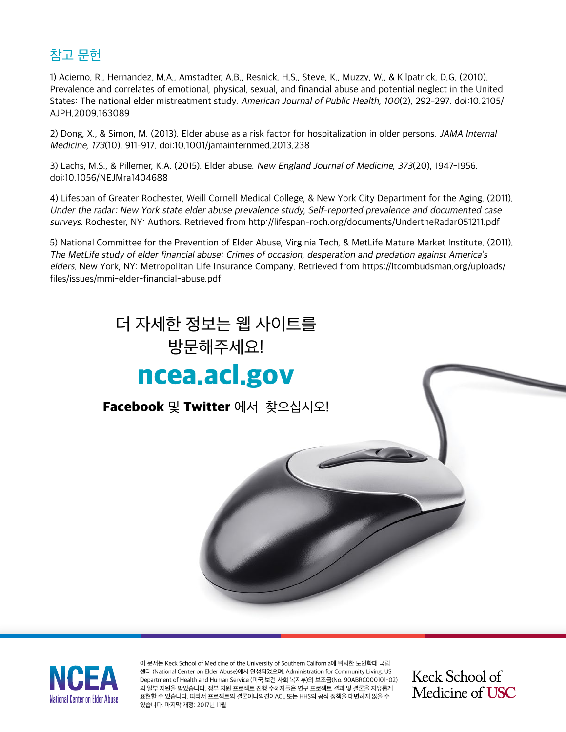## 참고 문헌

1) Acierno, R., Hernandez, M.A., Amstadter, A.B., Resnick, H.S., Steve, K., Muzzy, W., & Kilpatrick, D.G. (2010). Prevalence and correlates of emotional, physical, sexual, and financial abuse and potential neglect in the United States: The national elder mistreatment study. *American Journal of Public Health, 100*(2), 292-297. doi:10.2105/AJPH.2009.163089

2) Dong, X., & Simon, M. (2013). Elder abuse as a risk factor for hospitalization in older persons. *JAMA Internal Medicine, 173*(10), 911-917. doi:10.1001/jamainternmed.2013.238

3) Lachs, M.S., & Pillemer, K.A. (2015). Elder abuse. *New England Journal of Medicine, 373*(20), 1947-1956. doi:10.1056/NEJMra1404688

4) Lifespan of Greater Rochester, Weill Cornell Medical College, & New York City Department for the Aging. (2011). *Under the radar: New York state elder abuse prevalence study, Self-reported prevalence and documented case surveys.* Rochester, NY: Authors. Retrieved from http://lifespan-roch.org/documents/UndertheRadar051211.pdf

5) National Committee for the Prevention of Elder Abuse, Virginia Tech, & MetLife Mature Market Institute. (2011). *The MetLife study of elder financial abuse: Crimes of occasion, desperation and predation against America's elders.* New York, NY: Metropolitan Life Insurance Company. Retrieved from https://ltcombudsman.org/uploads/files/issues/mmi-elder-financial-abuse.pdf

더 자세한 정보는 웹 사이트를 방문해주세요!

**ncea.acl.gov**

**Facebook** 및 **Twitter** 에서 찾으십시오!

NCEA National Center on Elder Abuse

이 문서는 Keck School of Medicine of the University of Southern California에 위치한 노인학대 국립 센터 (National Center on Elder Abuse)에서 완성되었으며, Administration for Community Living, US Department of Health and Human Service (미국 보건 사회 복지부)의 보조금(No. 90ABRC000101-02)의 일부 지원을 받았습니다. 정부 지원 프로젝트 진행 수혜자들은 연구 프로젝트 결과 및 결론을 자유롭게 표현할 수 있습니다. 따라서 프로젝트의 결론이나의견이ACL 또는 HHS의 공식 정책을 대변하지 않을 수 있습니다. 마지막 개정: 2017년 11월

Keck School of Medicine of USC